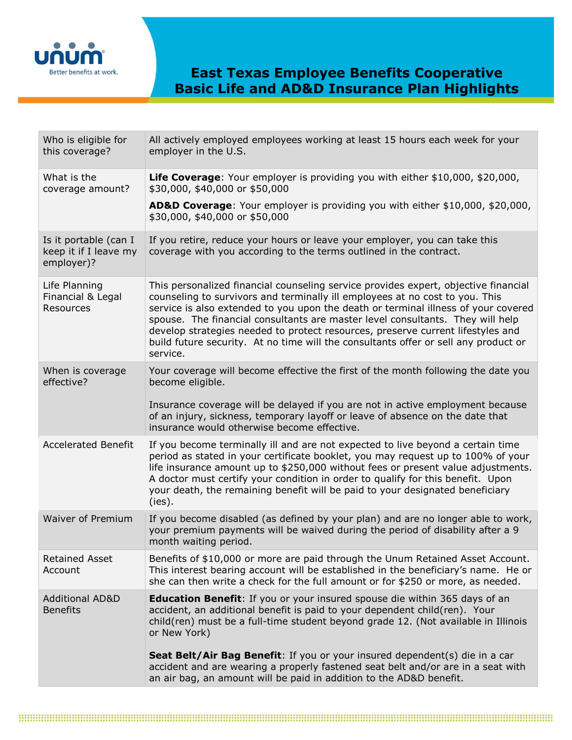# East Texas Employee Benefits Cooperative
# Basic Life and AD&D Insurance Plan Highlights

| | |
|---|---|
| Who is eligible for this coverage? | All actively employed employees working at least 15 hours each week for your employer in the U.S. |
| What is the coverage amount? | **Life Coverage**: Your employer is providing you with either $10,000, $20,000, $30,000, $40,000 or $50,000<br><br>**AD&D Coverage**: Your employer is providing you with either $10,000, $20,000, $30,000, $40,000 or $50,000 |
| Is it portable (can I keep it if I leave my employer)? | If you retire, reduce your hours or leave your employer, you can take this coverage with you according to the terms outlined in the contract. |
| Life Planning Financial & Legal Resources | This personalized financial counseling service provides expert, objective financial counseling to survivors and terminally ill employees at no cost to you. This service is also extended to you upon the death or terminal illness of your covered spouse. The financial consultants are master level consultants. They will help develop strategies needed to protect resources, preserve current lifestyles and build future security. At no time will the consultants offer or sell any product or service. |
| When is coverage effective? | Your coverage will become effective the first of the month following the date you become eligible.<br><br>Insurance coverage will be delayed if you are not in active employment because of an injury, sickness, temporary layoff or leave of absence on the date that insurance would otherwise become effective. |
| Accelerated Benefit | If you become terminally ill and are not expected to live beyond a certain time period as stated in your certificate booklet, you may request up to 100% of your life insurance amount up to $250,000 without fees or present value adjustments. A doctor must certify your condition in order to qualify for this benefit. Upon your death, the remaining benefit will be paid to your designated beneficiary (ies). |
| Waiver of Premium | If you become disabled (as defined by your plan) and are no longer able to work, your premium payments will be waived during the period of disability after a 9 month waiting period. |
| Retained Asset Account | Benefits of $10,000 or more are paid through the Unum Retained Asset Account. This interest bearing account will be established in the beneficiary's name. He or she can then write a check for the full amount or for $250 or more, as needed. |
| Additional AD&D Benefits | **Education Benefit**: If you or your insured spouse die within 365 days of an accident, an additional benefit is paid to your dependent child(ren). Your child(ren) must be a full-time student beyond grade 12. (Not available in Illinois or New York)<br><br>**Seat Belt/Air Bag Benefit**: If you or your insured dependent(s) die in a car accident and are wearing a properly fastened seat belt and/or are in a seat with an air bag, an amount will be paid in addition to the AD&D benefit. |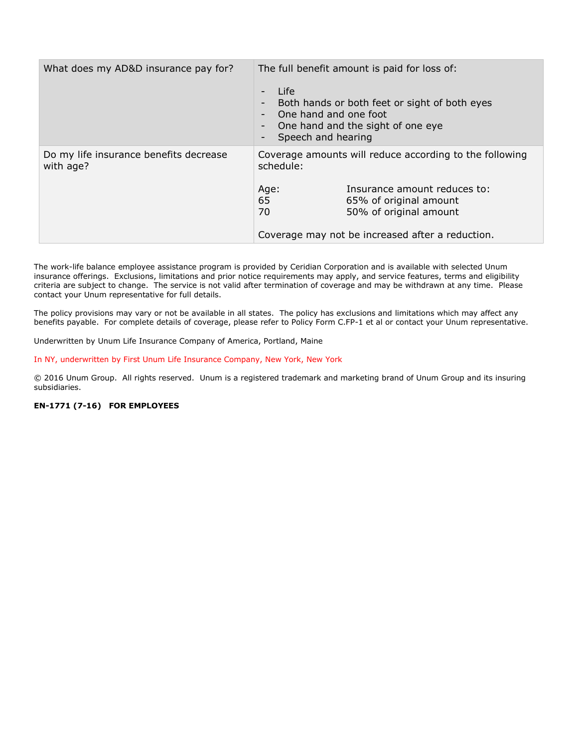| | |
|---|---|
| What does my AD&D insurance pay for? | The full benefit amount is paid for loss of:<br><br>- Life<br>- Both hands or both feet or sight of both eyes<br>- One hand and one foot<br>- One hand and the sight of one eye<br>- Speech and hearing |
| Do my life insurance benefits decrease with age? | Coverage amounts will reduce according to the following schedule:<br><br>Age: Insurance amount reduces to:<br>65 65% of original amount<br>70 50% of original amount<br><br>Coverage may not be increased after a reduction. |

The work-life balance employee assistance program is provided by Ceridian Corporation and is available with selected Unum insurance offerings. Exclusions, limitations and prior notice requirements may apply, and service features, terms and eligibility criteria are subject to change. The service is not valid after termination of coverage and may be withdrawn at any time. Please contact your Unum representative for full details.

The policy provisions may vary or not be available in all states. The policy has exclusions and limitations which may affect any benefits payable. For complete details of coverage, please refer to Policy Form C.FP-1 et al or contact your Unum representative.

Underwritten by Unum Life Insurance Company of America, Portland, Maine

In NY, underwritten by First Unum Life Insurance Company, New York, New York

© 2016 Unum Group. All rights reserved. Unum is a registered trademark and marketing brand of Unum Group and its insuring subsidiaries.

**EN-1771 (7-16) FOR EMPLOYEES**